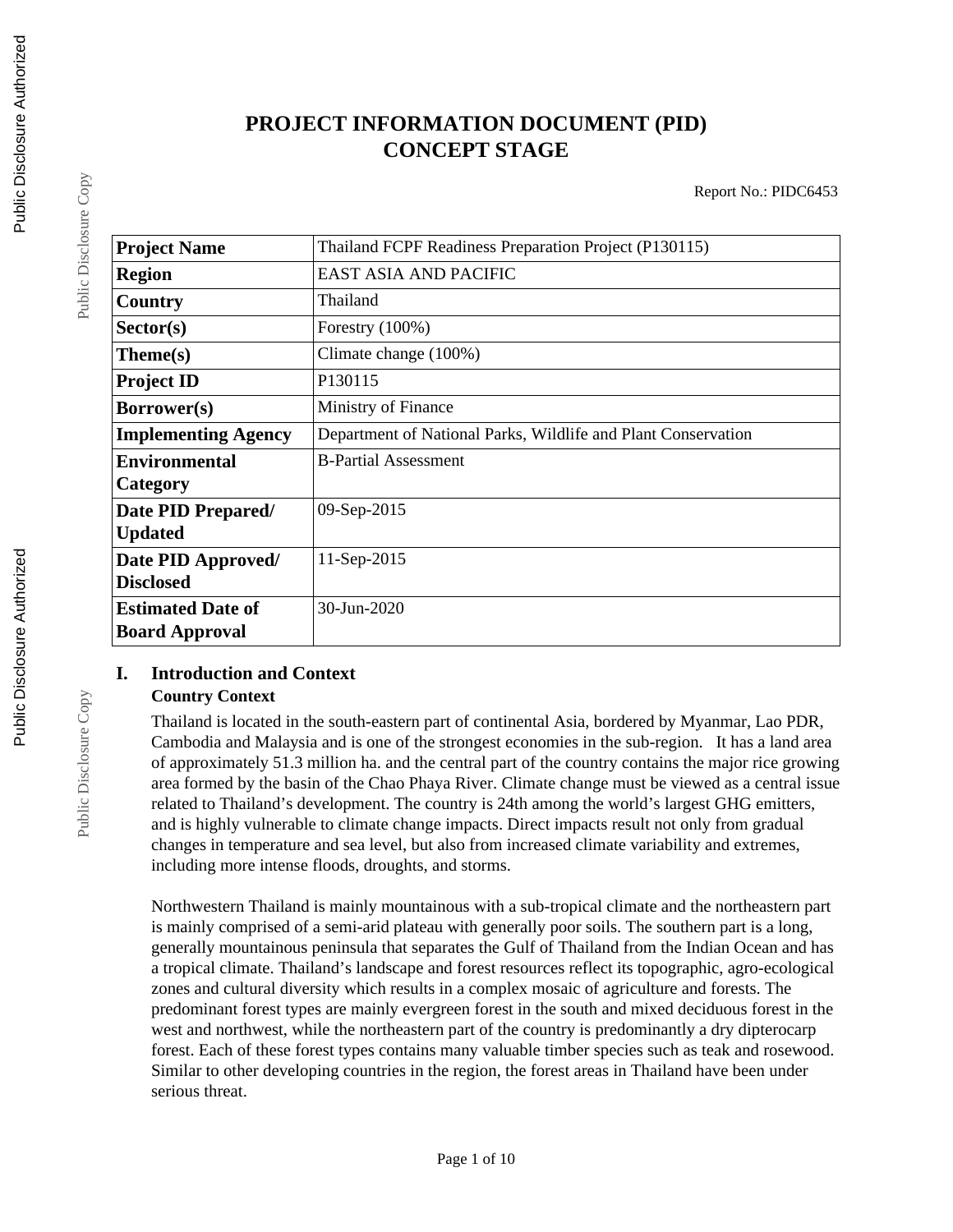# PROJECT INFORMATION DOCUMENT (PID)
# CONCEPT STAGE

Report No.: PIDC6453

| **Project Name** | Thailand FCPF Readiness Preparation Project (P130115) |
|---|---|
| **Region** | EAST ASIA AND PACIFIC |
| **Country** | Thailand |
| **Sector(s)** | Forestry (100%) |
| **Theme(s)** | Climate change (100%) |
| **Project ID** | P130115 |
| **Borrower(s)** | Ministry of Finance |
| **Implementing Agency** | Department of National Parks, Wildlife and Plant Conservation |
| **Environmental Category** | B-Partial Assessment |
| **Date PID Prepared/ Updated** | 09-Sep-2015 |
| **Date PID Approved/ Disclosed** | 11-Sep-2015 |
| **Estimated Date of Board Approval** | 30-Jun-2020 |

## I. Introduction and Context

### Country Context

Thailand is located in the south-eastern part of continental Asia, bordered by Myanmar, Lao PDR, Cambodia and Malaysia and is one of the strongest economies in the sub-region. It has a land area of approximately 51.3 million ha. and the central part of the country contains the major rice growing area formed by the basin of the Chao Phaya River. Climate change must be viewed as a central issue related to Thailand's development. The country is 24th among the world's largest GHG emitters, and is highly vulnerable to climate change impacts. Direct impacts result not only from gradual changes in temperature and sea level, but also from increased climate variability and extremes, including more intense floods, droughts, and storms.

Northwestern Thailand is mainly mountainous with a sub-tropical climate and the northeastern part is mainly comprised of a semi-arid plateau with generally poor soils. The southern part is a long, generally mountainous peninsula that separates the Gulf of Thailand from the Indian Ocean and has a tropical climate. Thailand's landscape and forest resources reflect its topographic, agro-ecological zones and cultural diversity which results in a complex mosaic of agriculture and forests. The predominant forest types are mainly evergreen forest in the south and mixed deciduous forest in the west and northwest, while the northeastern part of the country is predominantly a dry dipterocarp forest. Each of these forest types contains many valuable timber species such as teak and rosewood. Similar to other developing countries in the region, the forest areas in Thailand have been under serious threat.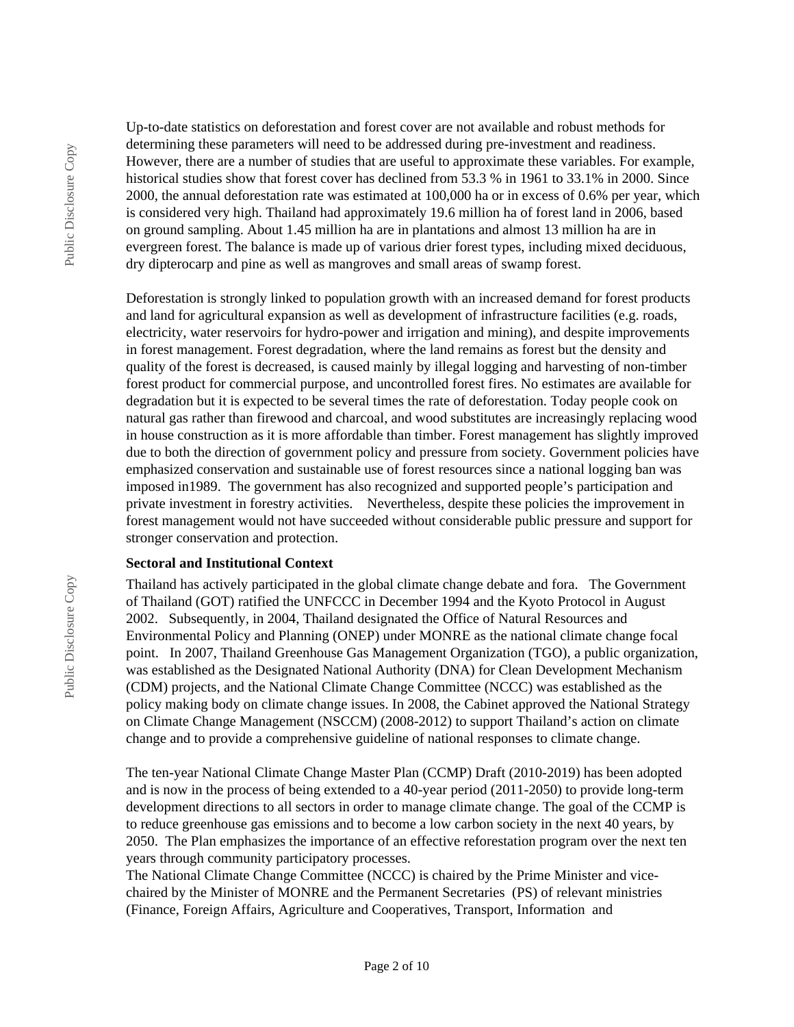Up-to-date statistics on deforestation and forest cover are not available and robust methods for determining these parameters will need to be addressed during pre-investment and readiness. However, there are a number of studies that are useful to approximate these variables. For example, historical studies show that forest cover has declined from 53.3 % in 1961 to 33.1% in 2000. Since 2000, the annual deforestation rate was estimated at 100,000 ha or in excess of 0.6% per year, which is considered very high. Thailand had approximately 19.6 million ha of forest land in 2006, based on ground sampling. About 1.45 million ha are in plantations and almost 13 million ha are in evergreen forest. The balance is made up of various drier forest types, including mixed deciduous, dry dipterocarp and pine as well as mangroves and small areas of swamp forest.

Deforestation is strongly linked to population growth with an increased demand for forest products and land for agricultural expansion as well as development of infrastructure facilities (e.g. roads, electricity, water reservoirs for hydro-power and irrigation and mining), and despite improvements in forest management. Forest degradation, where the land remains as forest but the density and quality of the forest is decreased, is caused mainly by illegal logging and harvesting of non-timber forest product for commercial purpose, and uncontrolled forest fires. No estimates are available for degradation but it is expected to be several times the rate of deforestation. Today people cook on natural gas rather than firewood and charcoal, and wood substitutes are increasingly replacing wood in house construction as it is more affordable than timber. Forest management has slightly improved due to both the direction of government policy and pressure from society. Government policies have emphasized conservation and sustainable use of forest resources since a national logging ban was imposed in1989. The government has also recognized and supported people's participation and private investment in forestry activities. Nevertheless, despite these policies the improvement in forest management would not have succeeded without considerable public pressure and support for stronger conservation and protection.

**Sectoral and Institutional Context**

Thailand has actively participated in the global climate change debate and fora. The Government of Thailand (GOT) ratified the UNFCCC in December 1994 and the Kyoto Protocol in August 2002. Subsequently, in 2004, Thailand designated the Office of Natural Resources and Environmental Policy and Planning (ONEP) under MONRE as the national climate change focal point. In 2007, Thailand Greenhouse Gas Management Organization (TGO), a public organization, was established as the Designated National Authority (DNA) for Clean Development Mechanism (CDM) projects, and the National Climate Change Committee (NCCC) was established as the policy making body on climate change issues. In 2008, the Cabinet approved the National Strategy on Climate Change Management (NSCCM) (2008-2012) to support Thailand's action on climate change and to provide a comprehensive guideline of national responses to climate change.

The ten-year National Climate Change Master Plan (CCMP) Draft (2010-2019) has been adopted and is now in the process of being extended to a 40-year period (2011-2050) to provide long-term development directions to all sectors in order to manage climate change. The goal of the CCMP is to reduce greenhouse gas emissions and to become a low carbon society in the next 40 years, by 2050. The Plan emphasizes the importance of an effective reforestation program over the next ten years through community participatory processes.

The National Climate Change Committee (NCCC) is chaired by the Prime Minister and vice-chaired by the Minister of MONRE and the Permanent Secretaries (PS) of relevant ministries (Finance, Foreign Affairs, Agriculture and Cooperatives, Transport, Information and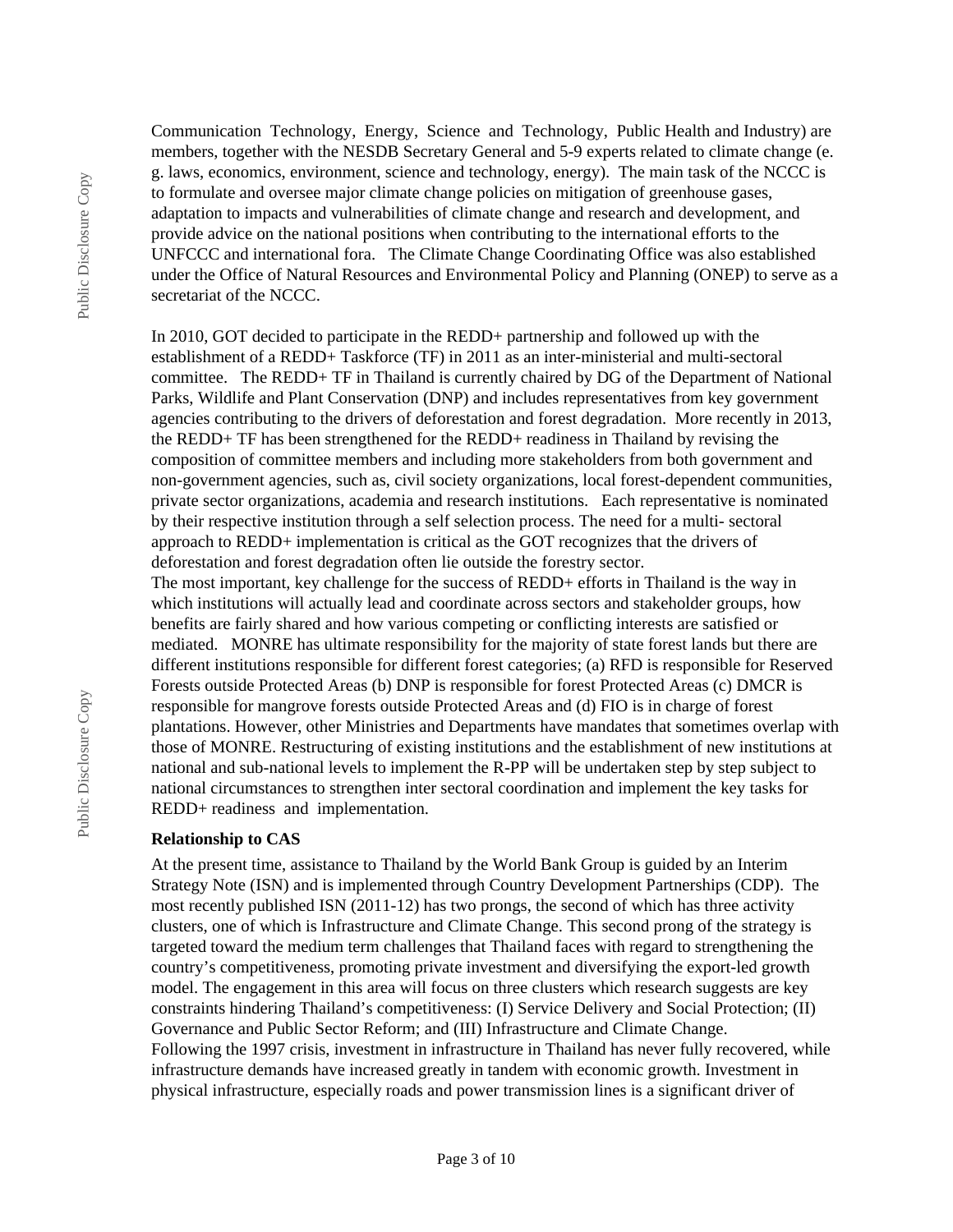Communication Technology, Energy, Science and Technology, Public Health and Industry) are members, together with the NESDB Secretary General and 5-9 experts related to climate change (e. g. laws, economics, environment, science and technology, energy). The main task of the NCCC is to formulate and oversee major climate change policies on mitigation of greenhouse gases, adaptation to impacts and vulnerabilities of climate change and research and development, and provide advice on the national positions when contributing to the international efforts to the UNFCCC and international fora. The Climate Change Coordinating Office was also established under the Office of Natural Resources and Environmental Policy and Planning (ONEP) to serve as a secretariat of the NCCC.

In 2010, GOT decided to participate in the REDD+ partnership and followed up with the establishment of a REDD+ Taskforce (TF) in 2011 as an inter-ministerial and multi-sectoral committee. The REDD+ TF in Thailand is currently chaired by DG of the Department of National Parks, Wildlife and Plant Conservation (DNP) and includes representatives from key government agencies contributing to the drivers of deforestation and forest degradation. More recently in 2013, the REDD+ TF has been strengthened for the REDD+ readiness in Thailand by revising the composition of committee members and including more stakeholders from both government and non-government agencies, such as, civil society organizations, local forest-dependent communities, private sector organizations, academia and research institutions. Each representative is nominated by their respective institution through a self selection process. The need for a multi- sectoral approach to REDD+ implementation is critical as the GOT recognizes that the drivers of deforestation and forest degradation often lie outside the forestry sector.

The most important, key challenge for the success of REDD+ efforts in Thailand is the way in which institutions will actually lead and coordinate across sectors and stakeholder groups, how benefits are fairly shared and how various competing or conflicting interests are satisfied or mediated. MONRE has ultimate responsibility for the majority of state forest lands but there are different institutions responsible for different forest categories; (a) RFD is responsible for Reserved Forests outside Protected Areas (b) DNP is responsible for forest Protected Areas (c) DMCR is responsible for mangrove forests outside Protected Areas and (d) FIO is in charge of forest plantations. However, other Ministries and Departments have mandates that sometimes overlap with those of MONRE. Restructuring of existing institutions and the establishment of new institutions at national and sub-national levels to implement the R-PP will be undertaken step by step subject to national circumstances to strengthen inter sectoral coordination and implement the key tasks for REDD+ readiness and implementation.

### Relationship to CAS

At the present time, assistance to Thailand by the World Bank Group is guided by an Interim Strategy Note (ISN) and is implemented through Country Development Partnerships (CDP). The most recently published ISN (2011-12) has two prongs, the second of which has three activity clusters, one of which is Infrastructure and Climate Change. This second prong of the strategy is targeted toward the medium term challenges that Thailand faces with regard to strengthening the country's competitiveness, promoting private investment and diversifying the export-led growth model. The engagement in this area will focus on three clusters which research suggests are key constraints hindering Thailand's competitiveness: (I) Service Delivery and Social Protection; (II) Governance and Public Sector Reform; and (III) Infrastructure and Climate Change.

Following the 1997 crisis, investment in infrastructure in Thailand has never fully recovered, while infrastructure demands have increased greatly in tandem with economic growth. Investment in physical infrastructure, especially roads and power transmission lines is a significant driver of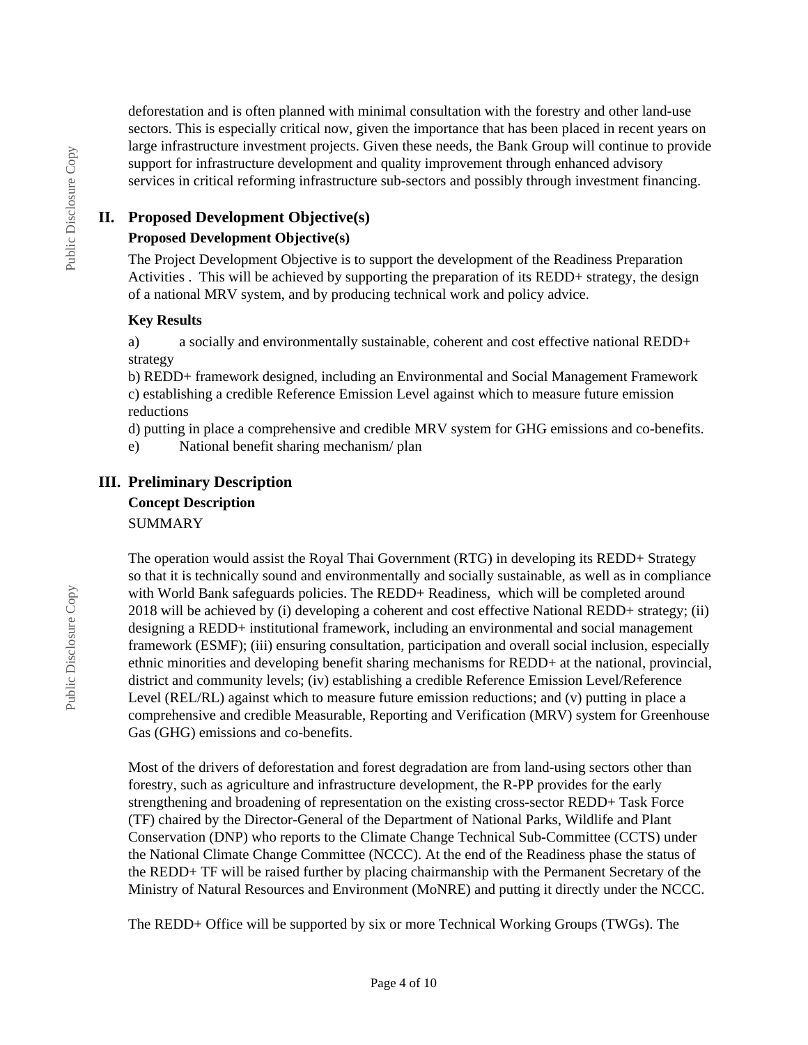deforestation and is often planned with minimal consultation with the forestry and other land-use sectors. This is especially critical now, given the importance that has been placed in recent years on large infrastructure investment projects. Given these needs, the Bank Group will continue to provide support for infrastructure development and quality improvement through enhanced advisory services in critical reforming infrastructure sub-sectors and possibly through investment financing.

## II. Proposed Development Objective(s)

### Proposed Development Objective(s)

The Project Development Objective is to support the development of the Readiness Preparation Activities . This will be achieved by supporting the preparation of its REDD+ strategy, the design of a national MRV system, and by producing technical work and policy advice.

### Key Results

a) a socially and environmentally sustainable, coherent and cost effective national REDD+ strategy
b) REDD+ framework designed, including an Environmental and Social Management Framework
c) establishing a credible Reference Emission Level against which to measure future emission reductions
d) putting in place a comprehensive and credible MRV system for GHG emissions and co-benefits.
e) National benefit sharing mechanism/ plan

## III. Preliminary Description

### Concept Description

SUMMARY

The operation would assist the Royal Thai Government (RTG) in developing its REDD+ Strategy so that it is technically sound and environmentally and socially sustainable, as well as in compliance with World Bank safeguards policies. The REDD+ Readiness, which will be completed around 2018 will be achieved by (i) developing a coherent and cost effective National REDD+ strategy; (ii) designing a REDD+ institutional framework, including an environmental and social management framework (ESMF); (iii) ensuring consultation, participation and overall social inclusion, especially ethnic minorities and developing benefit sharing mechanisms for REDD+ at the national, provincial, district and community levels; (iv) establishing a credible Reference Emission Level/Reference Level (REL/RL) against which to measure future emission reductions; and (v) putting in place a comprehensive and credible Measurable, Reporting and Verification (MRV) system for Greenhouse Gas (GHG) emissions and co-benefits.

Most of the drivers of deforestation and forest degradation are from land-using sectors other than forestry, such as agriculture and infrastructure development, the R-PP provides for the early strengthening and broadening of representation on the existing cross-sector REDD+ Task Force (TF) chaired by the Director-General of the Department of National Parks, Wildlife and Plant Conservation (DNP) who reports to the Climate Change Technical Sub-Committee (CCTS) under the National Climate Change Committee (NCCC). At the end of the Readiness phase the status of the REDD+ TF will be raised further by placing chairmanship with the Permanent Secretary of the Ministry of Natural Resources and Environment (MoNRE) and putting it directly under the NCCC.

The REDD+ Office will be supported by six or more Technical Working Groups (TWGs). The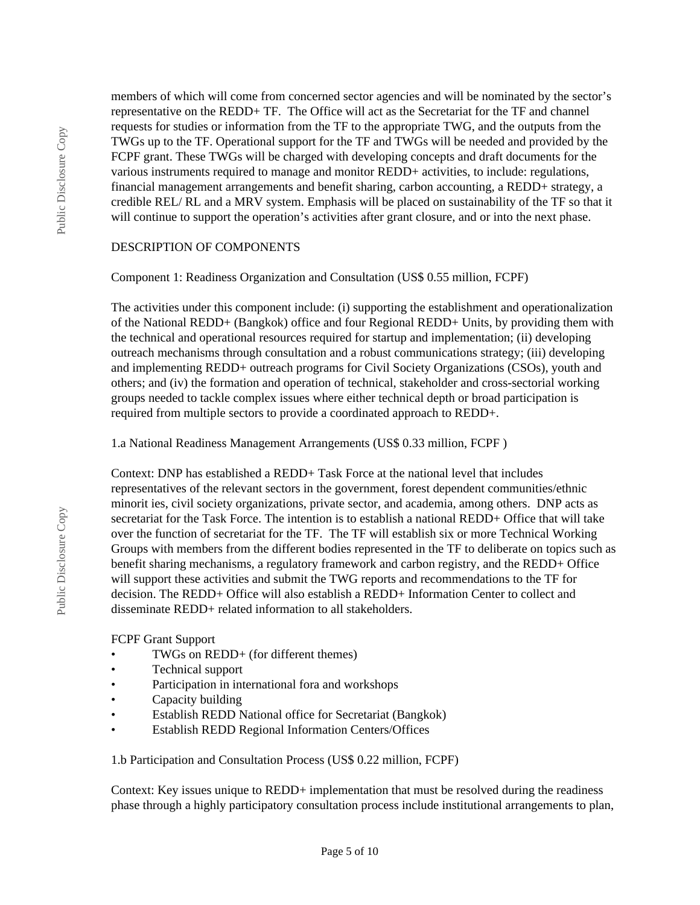members of which will come from concerned sector agencies and will be nominated by the sector's representative on the REDD+ TF. The Office will act as the Secretariat for the TF and channel requests for studies or information from the TF to the appropriate TWG, and the outputs from the TWGs up to the TF. Operational support for the TF and TWGs will be needed and provided by the FCPF grant. These TWGs will be charged with developing concepts and draft documents for the various instruments required to manage and monitor REDD+ activities, to include: regulations, financial management arrangements and benefit sharing, carbon accounting, a REDD+ strategy, a credible REL/ RL and a MRV system. Emphasis will be placed on sustainability of the TF so that it will continue to support the operation's activities after grant closure, and or into the next phase.

DESCRIPTION OF COMPONENTS

Component 1: Readiness Organization and Consultation (US$ 0.55 million, FCPF)

The activities under this component include: (i) supporting the establishment and operationalization of the National REDD+ (Bangkok) office and four Regional REDD+ Units, by providing them with the technical and operational resources required for startup and implementation; (ii) developing outreach mechanisms through consultation and a robust communications strategy; (iii) developing and implementing REDD+ outreach programs for Civil Society Organizations (CSOs), youth and others; and (iv) the formation and operation of technical, stakeholder and cross-sectorial working groups needed to tackle complex issues where either technical depth or broad participation is required from multiple sectors to provide a coordinated approach to REDD+.

1.a National Readiness Management Arrangements (US$ 0.33 million, FCPF )

Context: DNP has established a REDD+ Task Force at the national level that includes representatives of the relevant sectors in the government, forest dependent communities/ethnic minorit ies, civil society organizations, private sector, and academia, among others. DNP acts as secretariat for the Task Force. The intention is to establish a national REDD+ Office that will take over the function of secretariat for the TF. The TF will establish six or more Technical Working Groups with members from the different bodies represented in the TF to deliberate on topics such as benefit sharing mechanisms, a regulatory framework and carbon registry, and the REDD+ Office will support these activities and submit the TWG reports and recommendations to the TF for decision. The REDD+ Office will also establish a REDD+ Information Center to collect and disseminate REDD+ related information to all stakeholders.

FCPF Grant Support

- TWGs on REDD+ (for different themes)
- Technical support
- Participation in international fora and workshops
- Capacity building
- Establish REDD National office for Secretariat (Bangkok)
- Establish REDD Regional Information Centers/Offices

1.b Participation and Consultation Process (US$ 0.22 million, FCPF)

Context: Key issues unique to REDD+ implementation that must be resolved during the readiness phase through a highly participatory consultation process include institutional arrangements to plan,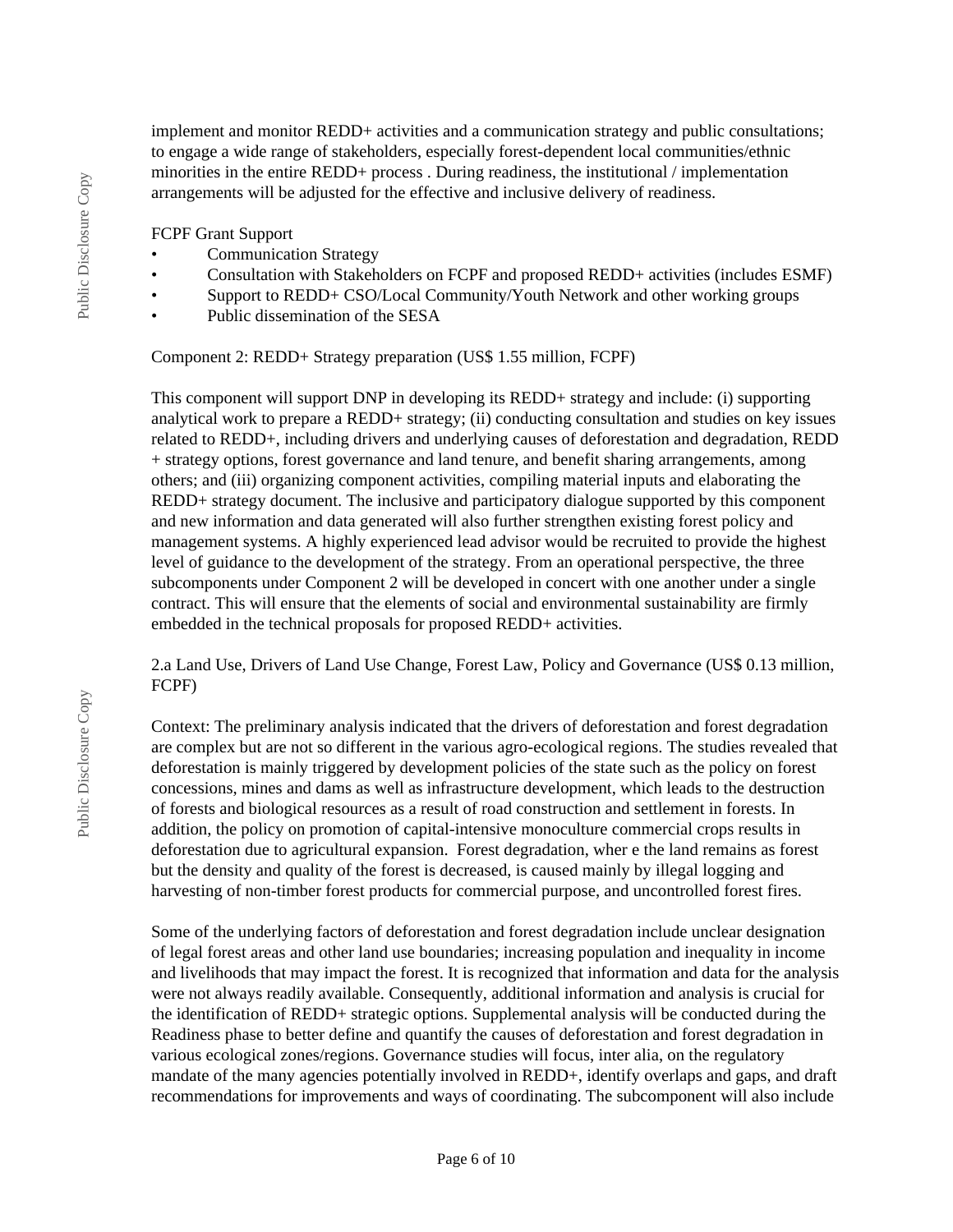implement and monitor REDD+ activities and a communication strategy and public consultations; to engage a wide range of stakeholders, especially forest-dependent local communities/ethnic minorities in the entire REDD+ process . During readiness, the institutional / implementation arrangements will be adjusted for the effective and inclusive delivery of readiness.

FCPF Grant Support

- Communication Strategy
- Consultation with Stakeholders on FCPF and proposed REDD+ activities (includes ESMF)
- Support to REDD+ CSO/Local Community/Youth Network and other working groups
- Public dissemination of the SESA

Component 2: REDD+ Strategy preparation (US$ 1.55 million, FCPF)

This component will support DNP in developing its REDD+ strategy and include: (i) supporting analytical work to prepare a REDD+ strategy; (ii) conducting consultation and studies on key issues related to REDD+, including drivers and underlying causes of deforestation and degradation, REDD + strategy options, forest governance and land tenure, and benefit sharing arrangements, among others; and (iii) organizing component activities, compiling material inputs and elaborating the REDD+ strategy document. The inclusive and participatory dialogue supported by this component and new information and data generated will also further strengthen existing forest policy and management systems. A highly experienced lead advisor would be recruited to provide the highest level of guidance to the development of the strategy. From an operational perspective, the three subcomponents under Component 2 will be developed in concert with one another under a single contract. This will ensure that the elements of social and environmental sustainability are firmly embedded in the technical proposals for proposed REDD+ activities.

2.a Land Use, Drivers of Land Use Change, Forest Law, Policy and Governance (US$ 0.13 million, FCPF)

Context: The preliminary analysis indicated that the drivers of deforestation and forest degradation are complex but are not so different in the various agro-ecological regions. The studies revealed that deforestation is mainly triggered by development policies of the state such as the policy on forest concessions, mines and dams as well as infrastructure development, which leads to the destruction of forests and biological resources as a result of road construction and settlement in forests. In addition, the policy on promotion of capital-intensive monoculture commercial crops results in deforestation due to agricultural expansion. Forest degradation, wher e the land remains as forest but the density and quality of the forest is decreased, is caused mainly by illegal logging and harvesting of non-timber forest products for commercial purpose, and uncontrolled forest fires.

Some of the underlying factors of deforestation and forest degradation include unclear designation of legal forest areas and other land use boundaries; increasing population and inequality in income and livelihoods that may impact the forest. It is recognized that information and data for the analysis were not always readily available. Consequently, additional information and analysis is crucial for the identification of REDD+ strategic options. Supplemental analysis will be conducted during the Readiness phase to better define and quantify the causes of deforestation and forest degradation in various ecological zones/regions. Governance studies will focus, inter alia, on the regulatory mandate of the many agencies potentially involved in REDD+, identify overlaps and gaps, and draft recommendations for improvements and ways of coordinating. The subcomponent will also include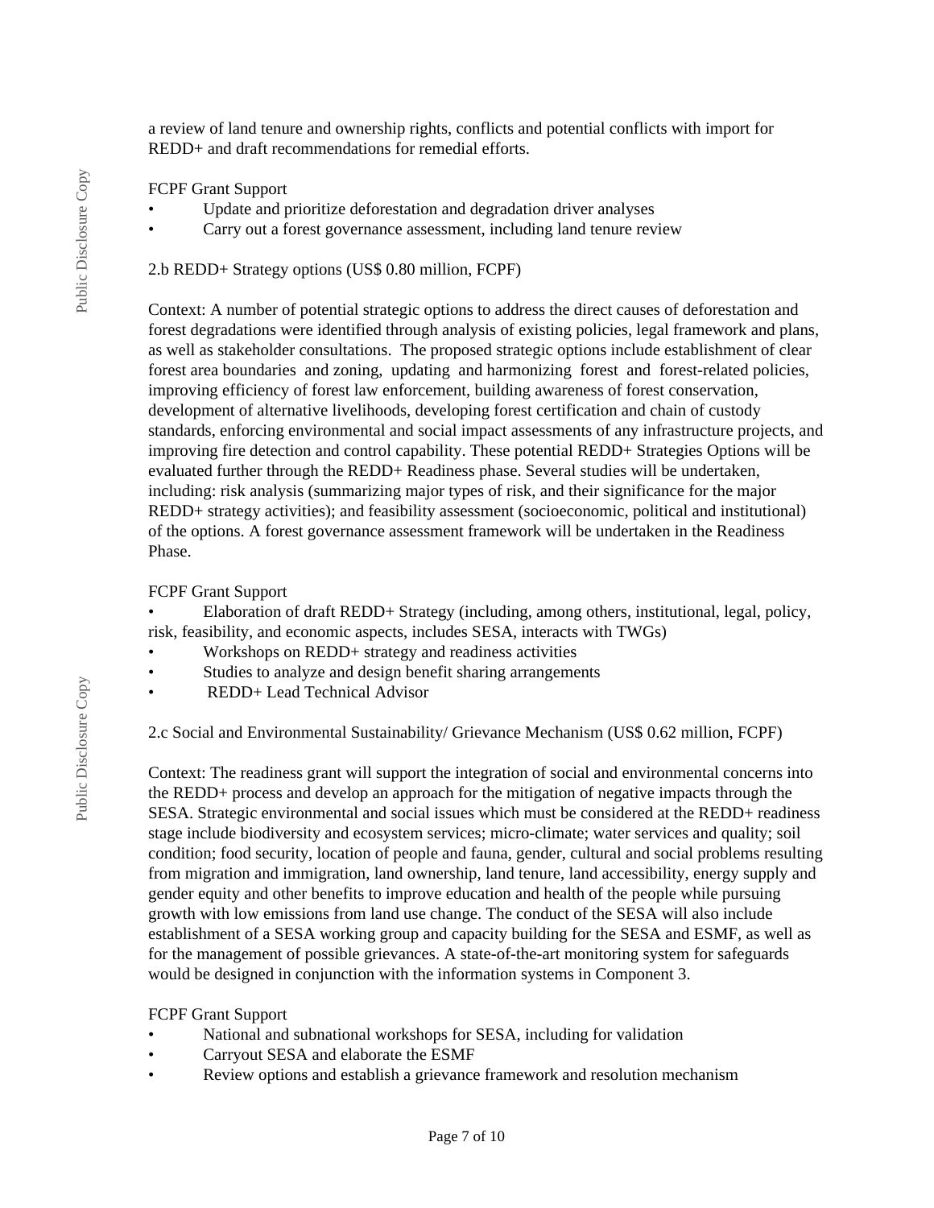a review of land tenure and ownership rights, conflicts and potential conflicts with import for REDD+ and draft recommendations for remedial efforts.

FCPF Grant Support

- Update and prioritize deforestation and degradation driver analyses
- Carry out a forest governance assessment, including land tenure review

2.b REDD+ Strategy options (US$ 0.80 million, FCPF)

Context: A number of potential strategic options to address the direct causes of deforestation and forest degradations were identified through analysis of existing policies, legal framework and plans, as well as stakeholder consultations. The proposed strategic options include establishment of clear forest area boundaries and zoning, updating and harmonizing forest and forest-related policies, improving efficiency of forest law enforcement, building awareness of forest conservation, development of alternative livelihoods, developing forest certification and chain of custody standards, enforcing environmental and social impact assessments of any infrastructure projects, and improving fire detection and control capability. These potential REDD+ Strategies Options will be evaluated further through the REDD+ Readiness phase. Several studies will be undertaken, including: risk analysis (summarizing major types of risk, and their significance for the major REDD+ strategy activities); and feasibility assessment (socioeconomic, political and institutional) of the options. A forest governance assessment framework will be undertaken in the Readiness Phase.

FCPF Grant Support

- Elaboration of draft REDD+ Strategy (including, among others, institutional, legal, policy, risk, feasibility, and economic aspects, includes SESA, interacts with TWGs)
- Workshops on REDD+ strategy and readiness activities
- Studies to analyze and design benefit sharing arrangements
- REDD+ Lead Technical Advisor

2.c Social and Environmental Sustainability/ Grievance Mechanism (US$ 0.62 million, FCPF)

Context: The readiness grant will support the integration of social and environmental concerns into the REDD+ process and develop an approach for the mitigation of negative impacts through the SESA. Strategic environmental and social issues which must be considered at the REDD+ readiness stage include biodiversity and ecosystem services; micro-climate; water services and quality; soil condition; food security, location of people and fauna, gender, cultural and social problems resulting from migration and immigration, land ownership, land tenure, land accessibility, energy supply and gender equity and other benefits to improve education and health of the people while pursuing growth with low emissions from land use change. The conduct of the SESA will also include establishment of a SESA working group and capacity building for the SESA and ESMF, as well as for the management of possible grievances. A state-of-the-art monitoring system for safeguards would be designed in conjunction with the information systems in Component 3.

FCPF Grant Support

- National and subnational workshops for SESA, including for validation
- Carryout SESA and elaborate the ESMF
- Review options and establish a grievance framework and resolution mechanism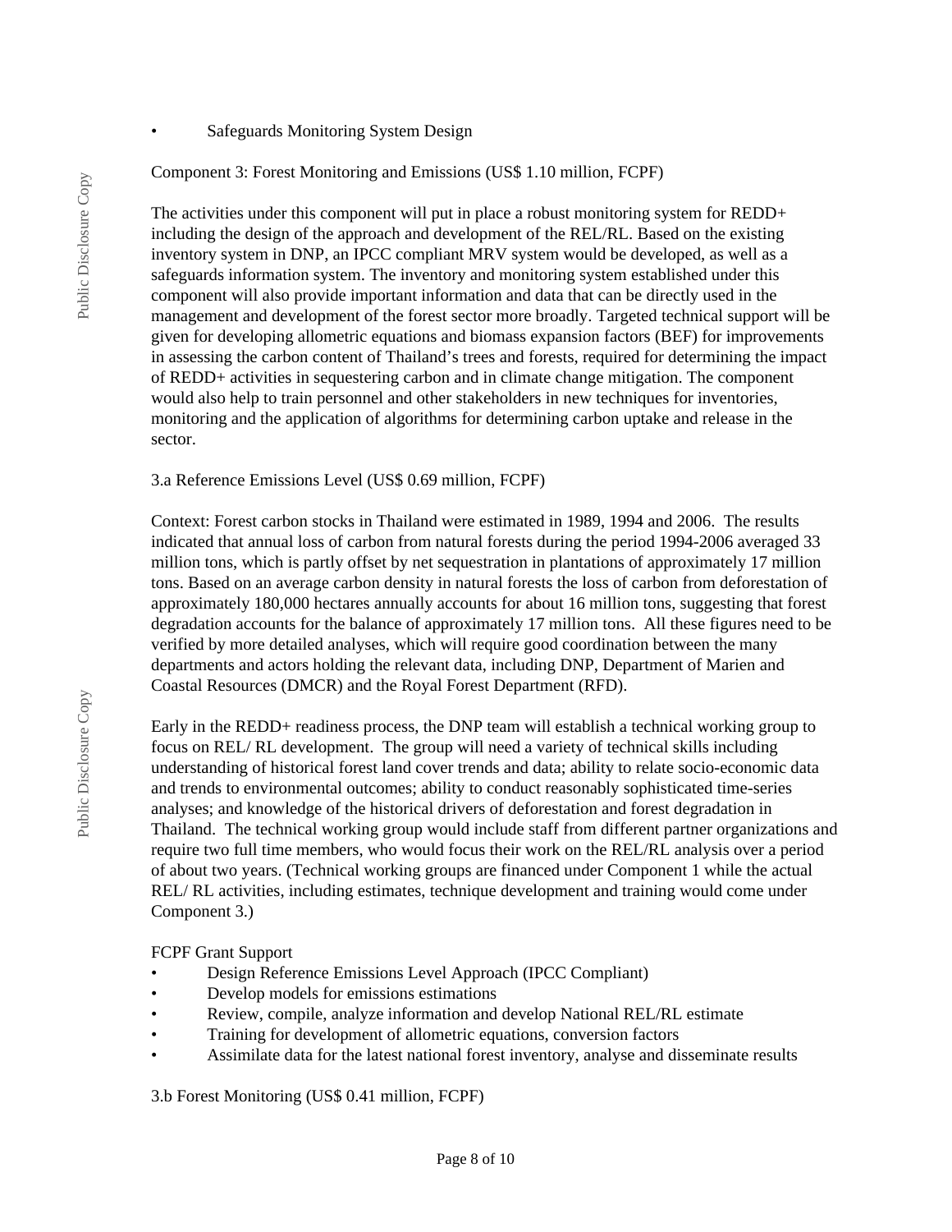- Safeguards Monitoring System Design

Component 3: Forest Monitoring and Emissions (US$ 1.10 million, FCPF)

The activities under this component will put in place a robust monitoring system for REDD+ including the design of the approach and development of the REL/RL. Based on the existing inventory system in DNP, an IPCC compliant MRV system would be developed, as well as a safeguards information system. The inventory and monitoring system established under this component will also provide important information and data that can be directly used in the management and development of the forest sector more broadly. Targeted technical support will be given for developing allometric equations and biomass expansion factors (BEF) for improvements in assessing the carbon content of Thailand's trees and forests, required for determining the impact of REDD+ activities in sequestering carbon and in climate change mitigation. The component would also help to train personnel and other stakeholders in new techniques for inventories, monitoring and the application of algorithms for determining carbon uptake and release in the sector.

3.a Reference Emissions Level (US$ 0.69 million, FCPF)

Context: Forest carbon stocks in Thailand were estimated in 1989, 1994 and 2006. The results indicated that annual loss of carbon from natural forests during the period 1994-2006 averaged 33 million tons, which is partly offset by net sequestration in plantations of approximately 17 million tons. Based on an average carbon density in natural forests the loss of carbon from deforestation of approximately 180,000 hectares annually accounts for about 16 million tons, suggesting that forest degradation accounts for the balance of approximately 17 million tons. All these figures need to be verified by more detailed analyses, which will require good coordination between the many departments and actors holding the relevant data, including DNP, Department of Marien and Coastal Resources (DMCR) and the Royal Forest Department (RFD).

Early in the REDD+ readiness process, the DNP team will establish a technical working group to focus on REL/ RL development. The group will need a variety of technical skills including understanding of historical forest land cover trends and data; ability to relate socio-economic data and trends to environmental outcomes; ability to conduct reasonably sophisticated time-series analyses; and knowledge of the historical drivers of deforestation and forest degradation in Thailand. The technical working group would include staff from different partner organizations and require two full time members, who would focus their work on the REL/RL analysis over a period of about two years. (Technical working groups are financed under Component 1 while the actual REL/ RL activities, including estimates, technique development and training would come under Component 3.)

FCPF Grant Support

- Design Reference Emissions Level Approach (IPCC Compliant)
- Develop models for emissions estimations
- Review, compile, analyze information and develop National REL/RL estimate
- Training for development of allometric equations, conversion factors
- Assimilate data for the latest national forest inventory, analyse and disseminate results

3.b Forest Monitoring (US$ 0.41 million, FCPF)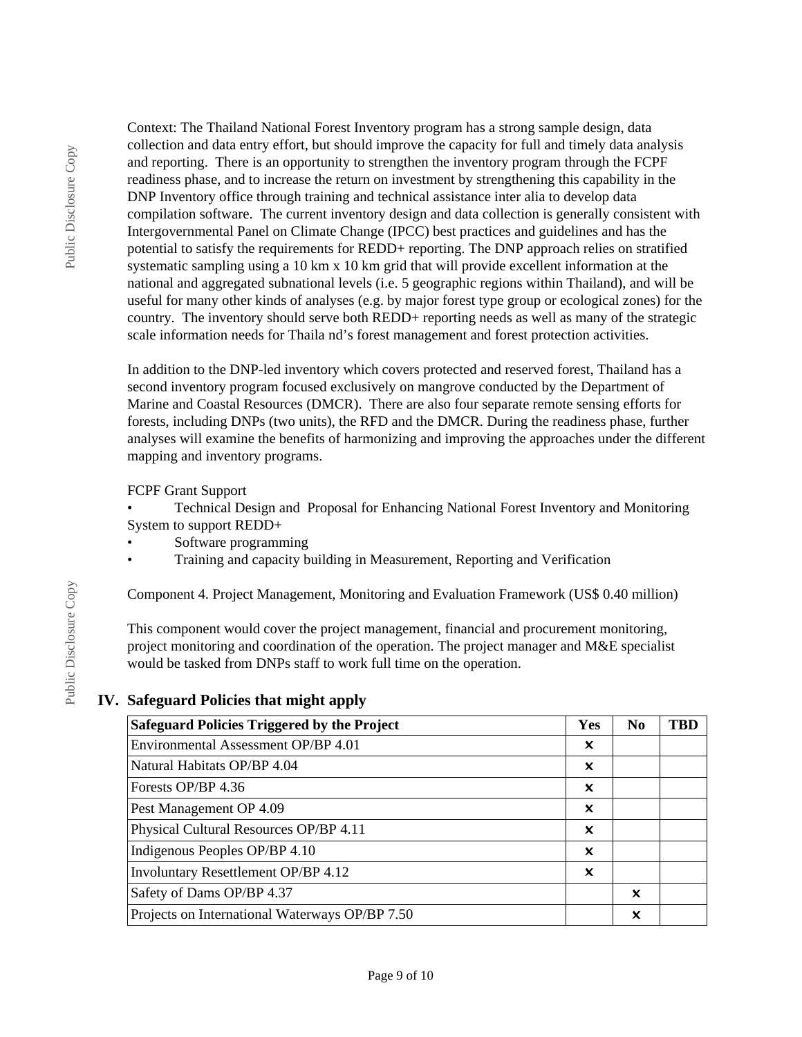Context: The Thailand National Forest Inventory program has a strong sample design, data collection and data entry effort, but should improve the capacity for full and timely data analysis and reporting. There is an opportunity to strengthen the inventory program through the FCPF readiness phase, and to increase the return on investment by strengthening this capability in the DNP Inventory office through training and technical assistance inter alia to develop data compilation software. The current inventory design and data collection is generally consistent with Intergovernmental Panel on Climate Change (IPCC) best practices and guidelines and has the potential to satisfy the requirements for REDD+ reporting. The DNP approach relies on stratified systematic sampling using a 10 km x 10 km grid that will provide excellent information at the national and aggregated subnational levels (i.e. 5 geographic regions within Thailand), and will be useful for many other kinds of analyses (e.g. by major forest type group or ecological zones) for the country. The inventory should serve both REDD+ reporting needs as well as many of the strategic scale information needs for Thaila nd's forest management and forest protection activities.

In addition to the DNP-led inventory which covers protected and reserved forest, Thailand has a second inventory program focused exclusively on mangrove conducted by the Department of Marine and Coastal Resources (DMCR). There are also four separate remote sensing efforts for forests, including DNPs (two units), the RFD and the DMCR. During the readiness phase, further analyses will examine the benefits of harmonizing and improving the approaches under the different mapping and inventory programs.

FCPF Grant Support

- Technical Design and Proposal for Enhancing National Forest Inventory and Monitoring System to support REDD+
- Software programming
- Training and capacity building in Measurement, Reporting and Verification

Component 4. Project Management, Monitoring and Evaluation Framework (US$ 0.40 million)

This component would cover the project management, financial and procurement monitoring, project monitoring and coordination of the operation. The project manager and M&E specialist would be tasked from DNPs staff to work full time on the operation.

## IV. Safeguard Policies that might apply

| Safeguard Policies Triggered by the Project | Yes | No | TBD |
|---|---|---|---|
| Environmental Assessment OP/BP 4.01 | ✖ | | |
| Natural Habitats OP/BP 4.04 | ✖ | | |
| Forests OP/BP 4.36 | ✖ | | |
| Pest Management OP 4.09 | ✖ | | |
| Physical Cultural Resources OP/BP 4.11 | ✖ | | |
| Indigenous Peoples OP/BP 4.10 | ✖ | | |
| Involuntary Resettlement OP/BP 4.12 | ✖ | | |
| Safety of Dams OP/BP 4.37 | | ✖ | |
| Projects on International Waterways OP/BP 7.50 | | ✖ | |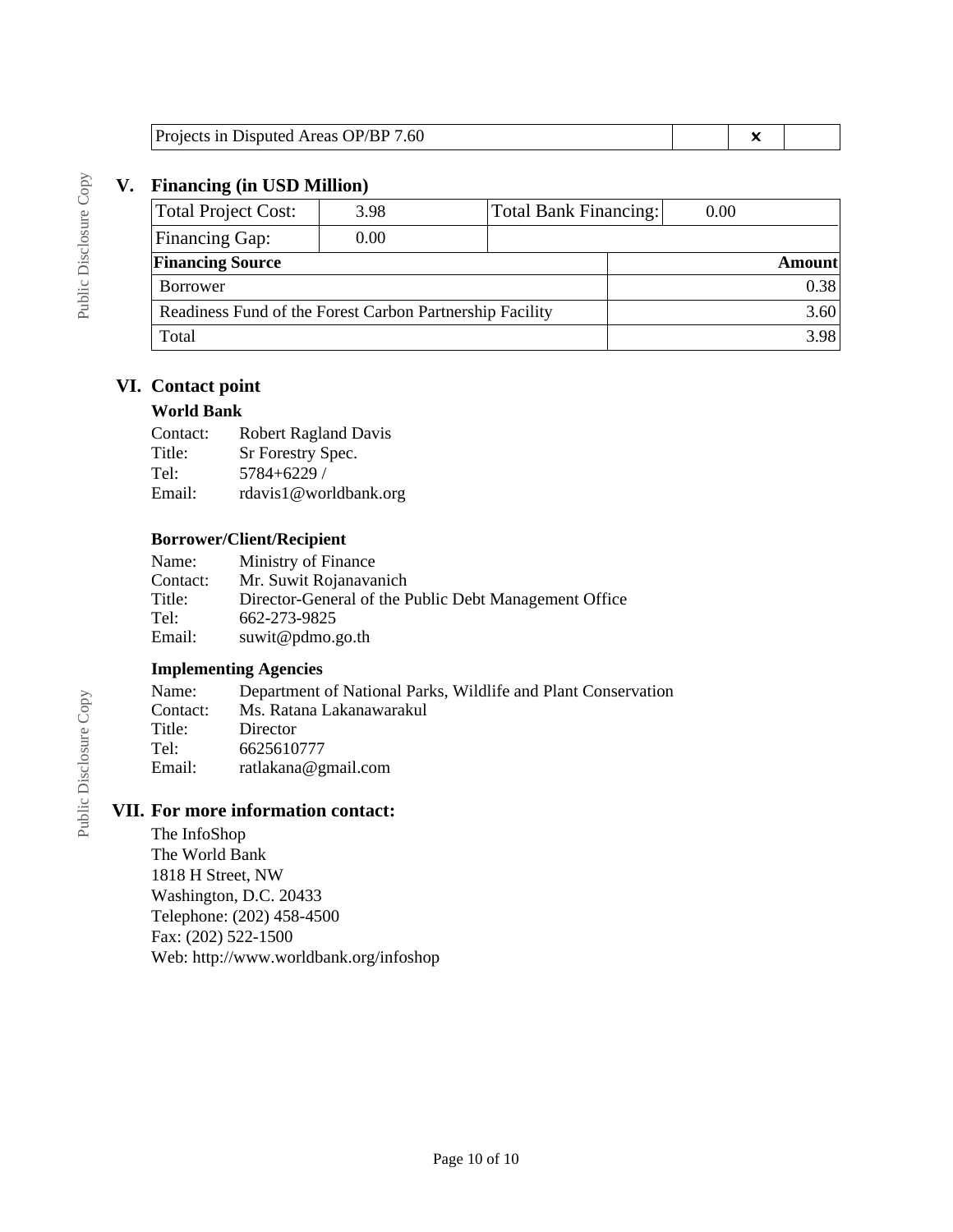| | | | |
|---|---|---|---|
| Projects in Disputed Areas OP/BP 7.60 | | × | |

## V. Financing (in USD Million)

| | | | |
|---|---|---|---|
| Total Project Cost: | 3.98 | Total Bank Financing: | 0.00 |
| Financing Gap: | 0.00 | | |

| Financing Source | Amount |
|---|---|
| Borrower | 0.38 |
| Readiness Fund of the Forest Carbon Partnership Facility | 3.60 |
| Total | 3.98 |

## VI. Contact point

**World Bank**

Contact: Robert Ragland Davis
Title: Sr Forestry Spec.
Tel: 5784+6229 /
Email: rdavis1@worldbank.org

**Borrower/Client/Recipient**

Name: Ministry of Finance
Contact: Mr. Suwit Rojanavanich
Title: Director-General of the Public Debt Management Office
Tel: 662-273-9825
Email: suwit@pdmo.go.th

**Implementing Agencies**

Name: Department of National Parks, Wildlife and Plant Conservation
Contact: Ms. Ratana Lakanawarakul
Title: Director
Tel: 6625610777
Email: ratlakana@gmail.com

## VII. For more information contact:

The InfoShop
The World Bank
1818 H Street, NW
Washington, D.C. 20433
Telephone: (202) 458-4500
Fax: (202) 522-1500
Web: http://www.worldbank.org/infoshop